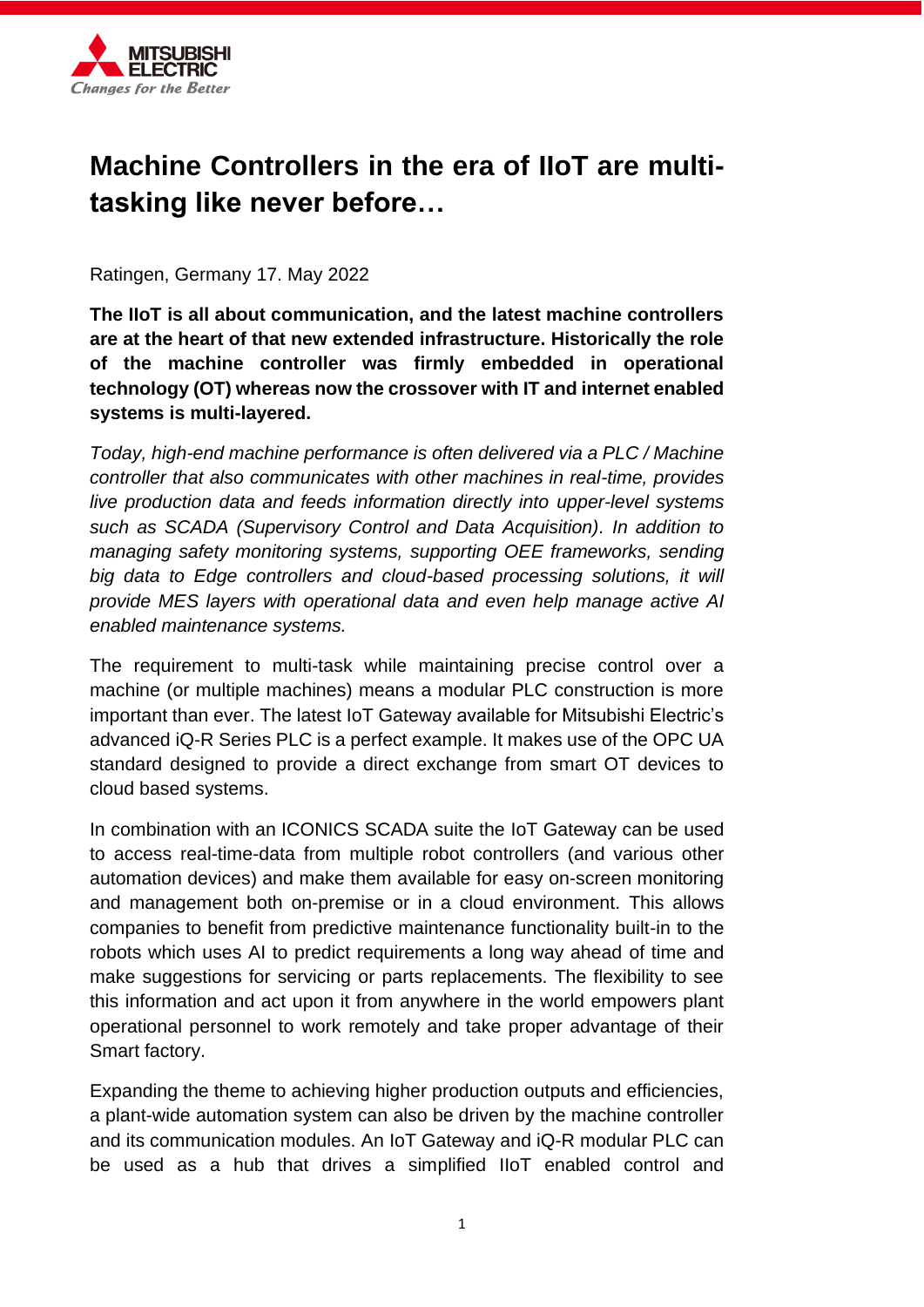# Machine Controllers in the era of IIoT are multi-tasking like never before…

Ratingen, Germany 17. May 2022

**The IIoT is all about communication, and the latest machine controllers are at the heart of that new extended infrastructure. Historically the role of the machine controller was firmly embedded in operational technology (OT) whereas now the crossover with IT and internet enabled systems is multi-layered.**

*Today, high-end machine performance is often delivered via a PLC / Machine controller that also communicates with other machines in real-time, provides live production data and feeds information directly into upper-level systems such as SCADA (Supervisory Control and Data Acquisition). In addition to managing safety monitoring systems, supporting OEE frameworks, sending big data to Edge controllers and cloud-based processing solutions, it will provide MES layers with operational data and even help manage active AI enabled maintenance systems.*

The requirement to multi-task while maintaining precise control over a machine (or multiple machines) means a modular PLC construction is more important than ever. The latest IoT Gateway available for Mitsubishi Electric's advanced iQ-R Series PLC is a perfect example. It makes use of the OPC UA standard designed to provide a direct exchange from smart OT devices to cloud based systems.

In combination with an ICONICS SCADA suite the IoT Gateway can be used to access real-time-data from multiple robot controllers (and various other automation devices) and make them available for easy on-screen monitoring and management both on-premise or in a cloud environment. This allows companies to benefit from predictive maintenance functionality built-in to the robots which uses AI to predict requirements a long way ahead of time and make suggestions for servicing or parts replacements. The flexibility to see this information and act upon it from anywhere in the world empowers plant operational personnel to work remotely and take proper advantage of their Smart factory.

Expanding the theme to achieving higher production outputs and efficiencies, a plant-wide automation system can also be driven by the machine controller and its communication modules. An IoT Gateway and iQ-R modular PLC can be used as a hub that drives a simplified IIoT enabled control and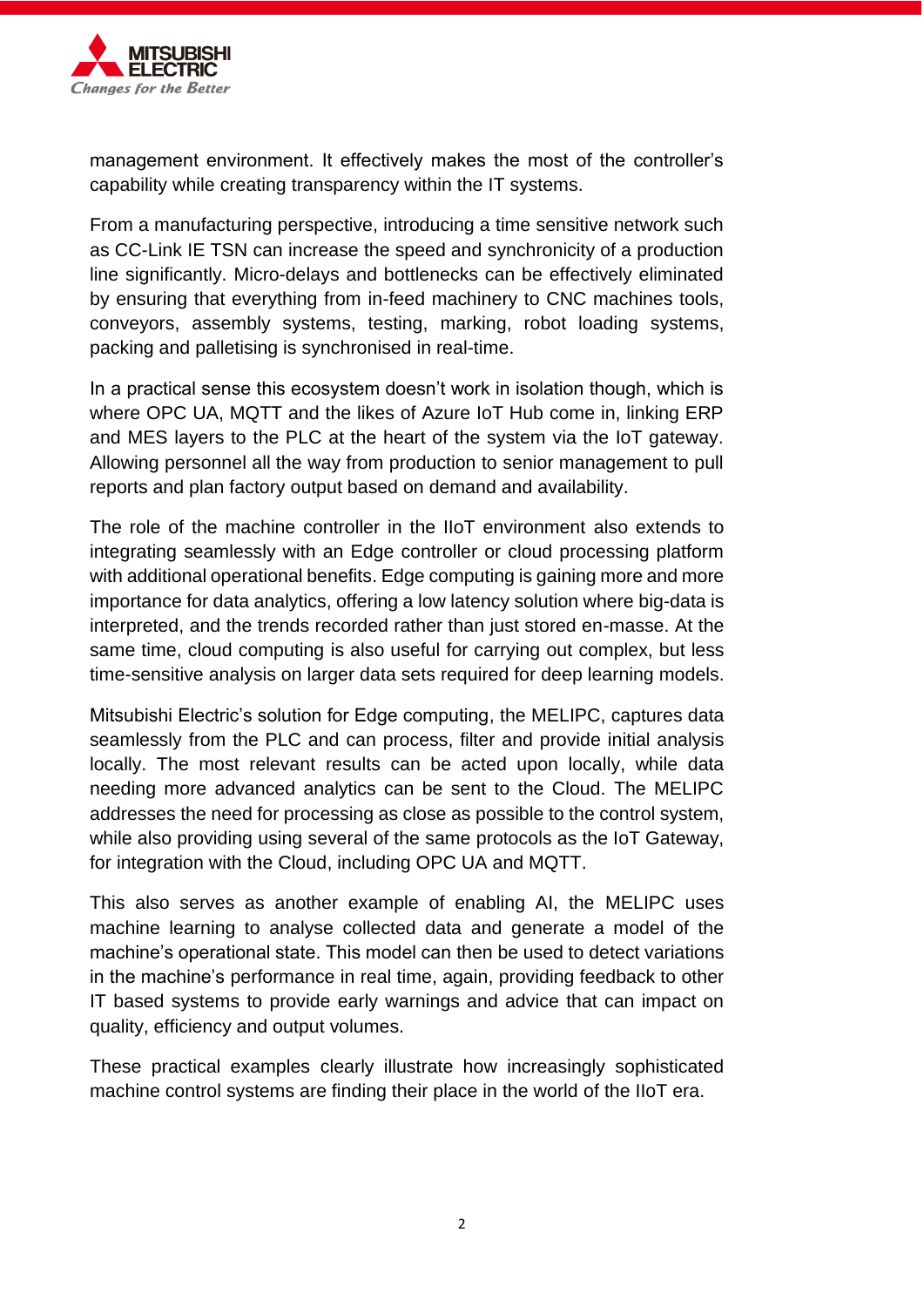management environment. It effectively makes the most of the controller's capability while creating transparency within the IT systems.

From a manufacturing perspective, introducing a time sensitive network such as CC-Link IE TSN can increase the speed and synchronicity of a production line significantly. Micro-delays and bottlenecks can be effectively eliminated by ensuring that everything from in-feed machinery to CNC machines tools, conveyors, assembly systems, testing, marking, robot loading systems, packing and palletising is synchronised in real-time.

In a practical sense this ecosystem doesn't work in isolation though, which is where OPC UA, MQTT and the likes of Azure IoT Hub come in, linking ERP and MES layers to the PLC at the heart of the system via the IoT gateway. Allowing personnel all the way from production to senior management to pull reports and plan factory output based on demand and availability.

The role of the machine controller in the IIoT environment also extends to integrating seamlessly with an Edge controller or cloud processing platform with additional operational benefits. Edge computing is gaining more and more importance for data analytics, offering a low latency solution where big-data is interpreted, and the trends recorded rather than just stored en-masse. At the same time, cloud computing is also useful for carrying out complex, but less time-sensitive analysis on larger data sets required for deep learning models.

Mitsubishi Electric's solution for Edge computing, the MELIPC, captures data seamlessly from the PLC and can process, filter and provide initial analysis locally. The most relevant results can be acted upon locally, while data needing more advanced analytics can be sent to the Cloud. The MELIPC addresses the need for processing as close as possible to the control system, while also providing using several of the same protocols as the IoT Gateway, for integration with the Cloud, including OPC UA and MQTT.

This also serves as another example of enabling AI, the MELIPC uses machine learning to analyse collected data and generate a model of the machine's operational state. This model can then be used to detect variations in the machine's performance in real time, again, providing feedback to other IT based systems to provide early warnings and advice that can impact on quality, efficiency and output volumes.

These practical examples clearly illustrate how increasingly sophisticated machine control systems are finding their place in the world of the IIoT era.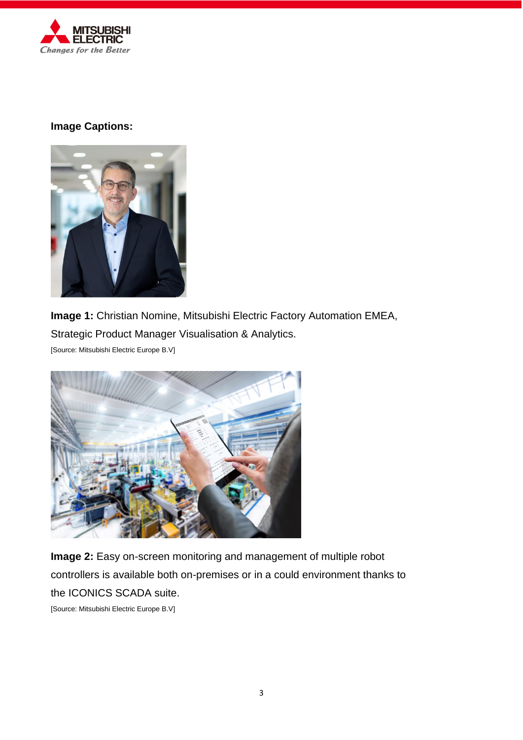**Image Captions:**

**Image 1:** Christian Nomine, Mitsubishi Electric Factory Automation EMEA, Strategic Product Manager Visualisation & Analytics.

[Source: Mitsubishi Electric Europe B.V]

**Image 2:** Easy on-screen monitoring and management of multiple robot controllers is available both on-premises or in a could environment thanks to the ICONICS SCADA suite.

[Source: Mitsubishi Electric Europe B.V]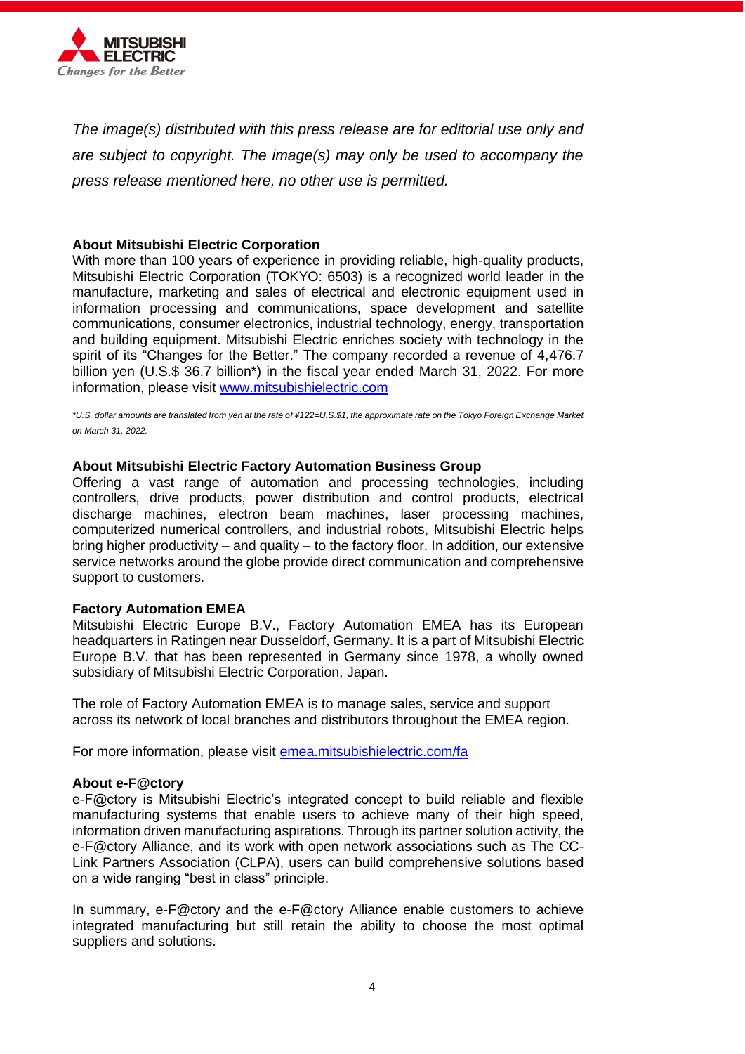*The image(s) distributed with this press release are for editorial use only and are subject to copyright. The image(s) may only be used to accompany the press release mentioned here, no other use is permitted.*

**About Mitsubishi Electric Corporation**
With more than 100 years of experience in providing reliable, high-quality products, Mitsubishi Electric Corporation (TOKYO: 6503) is a recognized world leader in the manufacture, marketing and sales of electrical and electronic equipment used in information processing and communications, space development and satellite communications, consumer electronics, industrial technology, energy, transportation and building equipment. Mitsubishi Electric enriches society with technology in the spirit of its "Changes for the Better." The company recorded a revenue of 4,476.7 billion yen (U.S.$ 36.7 billion*) in the fiscal year ended March 31, 2022. For more information, please visit [www.mitsubishielectric.com](www.mitsubishielectric.com)

*\*U.S. dollar amounts are translated from yen at the rate of ¥122=U.S.$1, the approximate rate on the Tokyo Foreign Exchange Market on March 31, 2022.*

**About Mitsubishi Electric Factory Automation Business Group**
Offering a vast range of automation and processing technologies, including controllers, drive products, power distribution and control products, electrical discharge machines, electron beam machines, laser processing machines, computerized numerical controllers, and industrial robots, Mitsubishi Electric helps bring higher productivity – and quality – to the factory floor. In addition, our extensive service networks around the globe provide direct communication and comprehensive support to customers.

**Factory Automation EMEA**
Mitsubishi Electric Europe B.V., Factory Automation EMEA has its European headquarters in Ratingen near Dusseldorf, Germany. It is a part of Mitsubishi Electric Europe B.V. that has been represented in Germany since 1978, a wholly owned subsidiary of Mitsubishi Electric Corporation, Japan.

The role of Factory Automation EMEA is to manage sales, service and support across its network of local branches and distributors throughout the EMEA region.

For more information, please visit [emea.mitsubishielectric.com/fa](emea.mitsubishielectric.com/fa)

**About e-F@ctory**
e-F@ctory is Mitsubishi Electric's integrated concept to build reliable and flexible manufacturing systems that enable users to achieve many of their high speed, information driven manufacturing aspirations. Through its partner solution activity, the e-F@ctory Alliance, and its work with open network associations such as The CC-Link Partners Association (CLPA), users can build comprehensive solutions based on a wide ranging "best in class" principle.

In summary, e-F@ctory and the e-F@ctory Alliance enable customers to achieve integrated manufacturing but still retain the ability to choose the most optimal suppliers and solutions.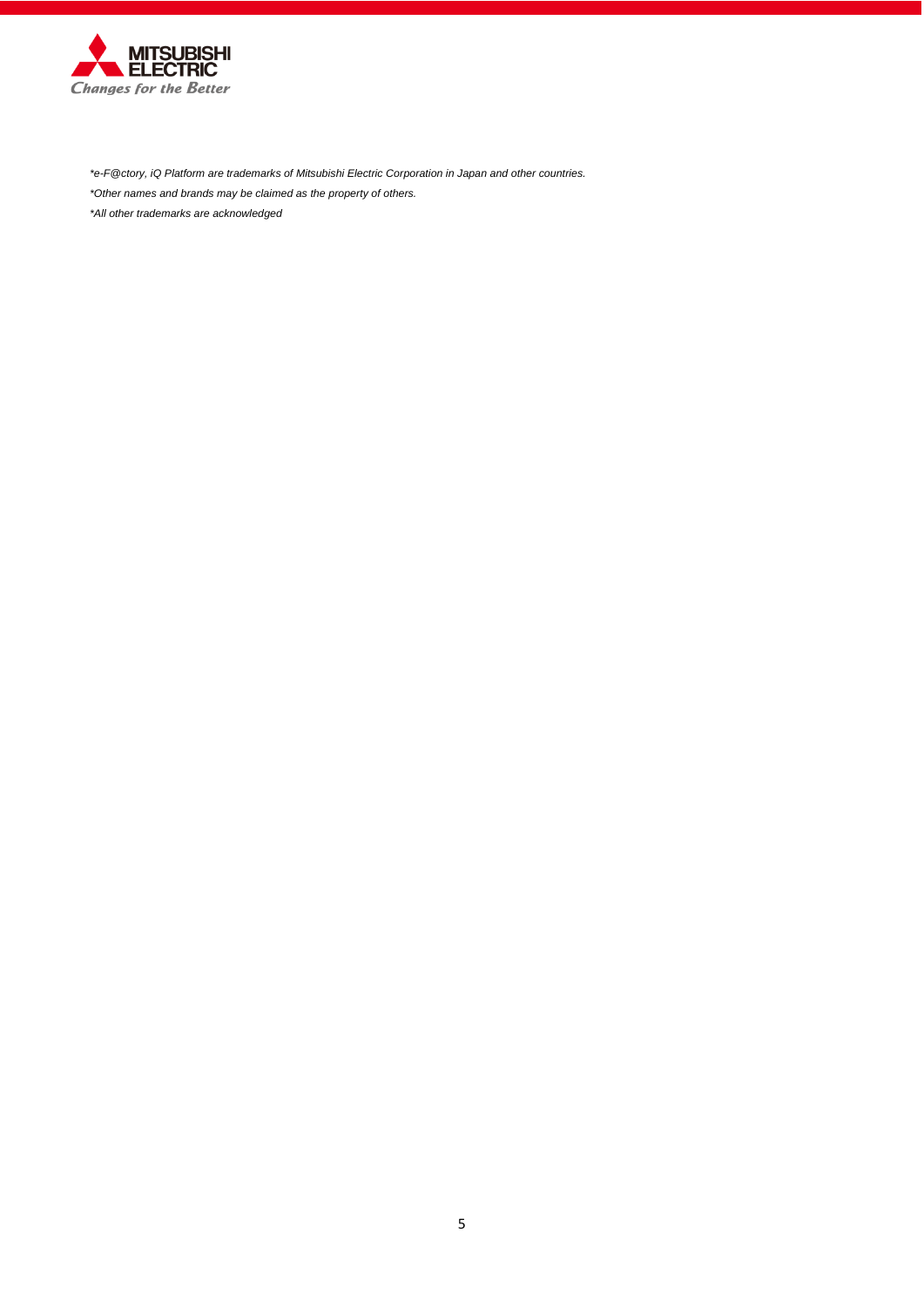*\*e-F@ctory, iQ Platform are trademarks of Mitsubishi Electric Corporation in Japan and other countries.*

*\*Other names and brands may be claimed as the property of others.*

*\*All other trademarks are acknowledged*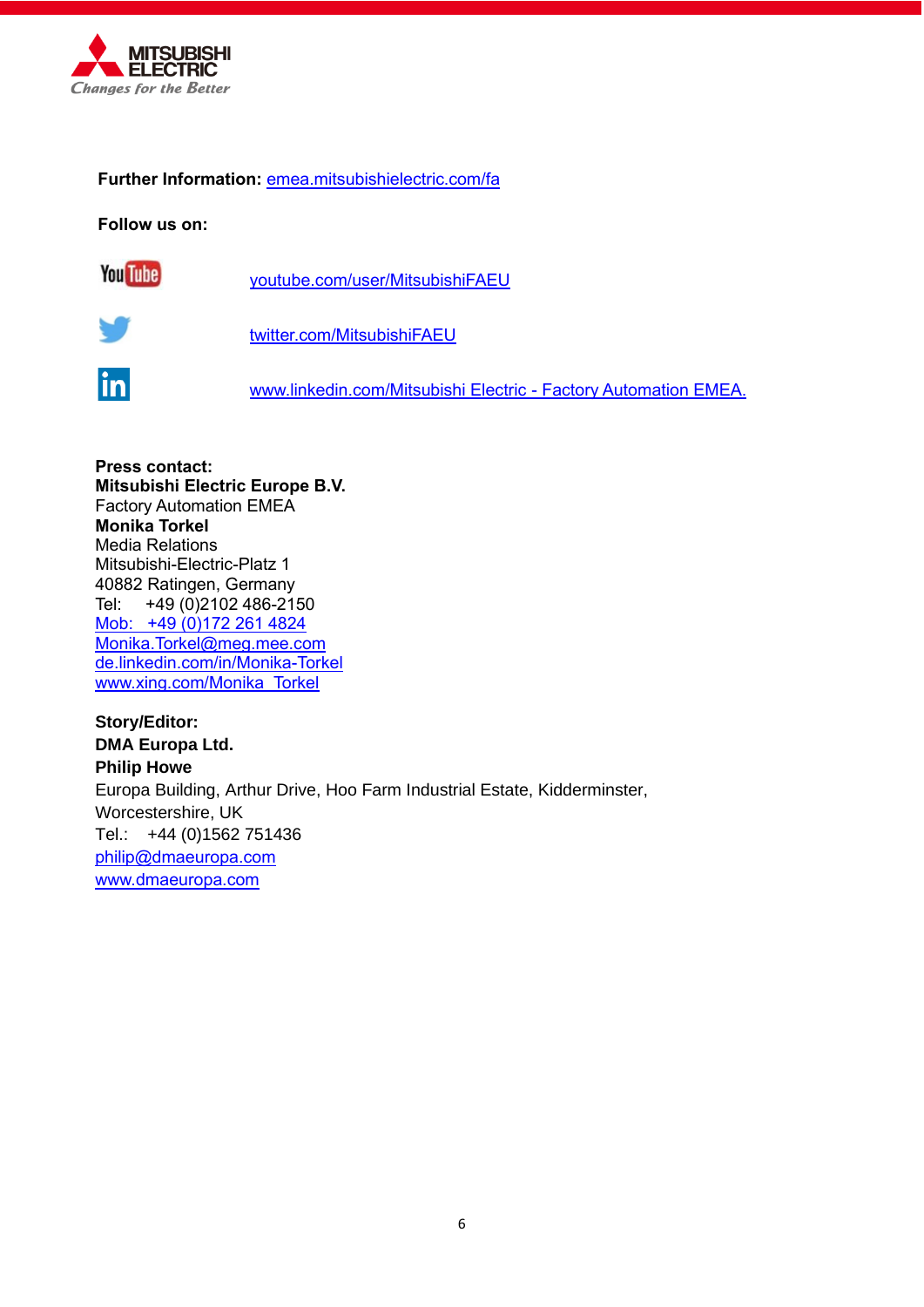**Further Information:** emea.mitsubishielectric.com/fa

**Follow us on:**

youtube.com/user/MitsubishiFAEU

twitter.com/MitsubishiFAEU

www.linkedin.com/Mitsubishi Electric - Factory Automation EMEA.

**Press contact:**
**Mitsubishi Electric Europe B.V.**
Factory Automation EMEA
**Monika Torkel**
Media Relations
Mitsubishi-Electric-Platz 1
40882 Ratingen, Germany
Tel: +49 (0)2102 486-2150
Mob: +49 (0)172 261 4824
Monika.Torkel@meg.mee.com
de.linkedin.com/in/Monika-Torkel
www.xing.com/Monika_Torkel

**Story/Editor:**
**DMA Europa Ltd.**
**Philip Howe**
Europa Building, Arthur Drive, Hoo Farm Industrial Estate, Kidderminster, Worcestershire, UK
Tel.: +44 (0)1562 751436
philip@dmaeuropa.com
www.dmaeuropa.com